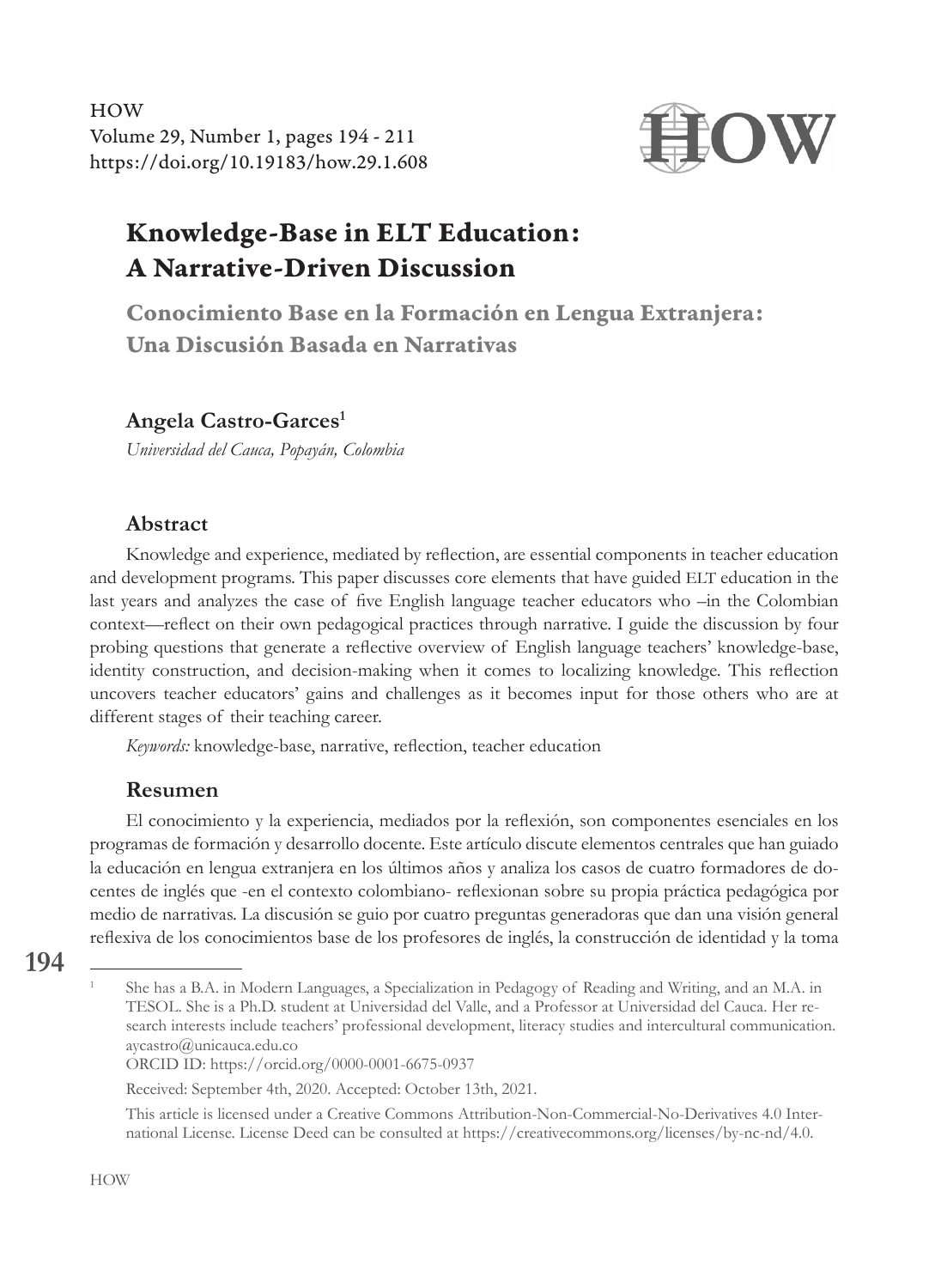# Knowledge-Base in ELT Education: A Narrative-Driven Discussion

## Conocimiento Base en la Formación en Lengua Extranjera: Una Discusión Basada en Narrativas

**Angela Castro-Garces**[1]

*Universidad del Cauca, Popayán, Colombia*

### Abstract

Knowledge and experience, mediated by reflection, are essential components in teacher education and development programs. This paper discusses core elements that have guided ELT education in the last years and analyzes the case of five English language teacher educators who –in the Colombian context—reflect on their own pedagogical practices through narrative. I guide the discussion by four probing questions that generate a reflective overview of English language teachers' knowledge-base, identity construction, and decision-making when it comes to localizing knowledge. This reflection uncovers teacher educators' gains and challenges as it becomes input for those others who are at different stages of their teaching career.

*Keywords:* knowledge-base, narrative, reflection, teacher education

### Resumen

El conocimiento y la experiencia, mediados por la reflexión, son componentes esenciales en los programas de formación y desarrollo docente. Este artículo discute elementos centrales que han guiado la educación en lengua extranjera en los últimos años y analiza los casos de cuatro formadores de docentes de inglés que -en el contexto colombiano- reflexionan sobre su propia práctica pedagógica por medio de narrativas. La discusión se guio por cuatro preguntas generadoras que dan una visión general reflexiva de los conocimientos base de los profesores de inglés, la construcción de identidad y la toma

---

[1] She has a B.A. in Modern Languages, a Specialization in Pedagogy of Reading and Writing, and an M.A. in TESOL. She is a Ph.D. student at Universidad del Valle, and a Professor at Universidad del Cauca. Her research interests include teachers' professional development, literacy studies and intercultural communication. aycastro@unicauca.edu.co

ORCID ID: https://orcid.org/0000-0001-6675-0937

Received: September 4th, 2020. Accepted: October 13th, 2021.

This article is licensed under a Creative Commons Attribution-Non-Commercial-No-Derivatives 4.0 International License. License Deed can be consulted at https://creativecommons.org/licenses/by-nc-nd/4.0.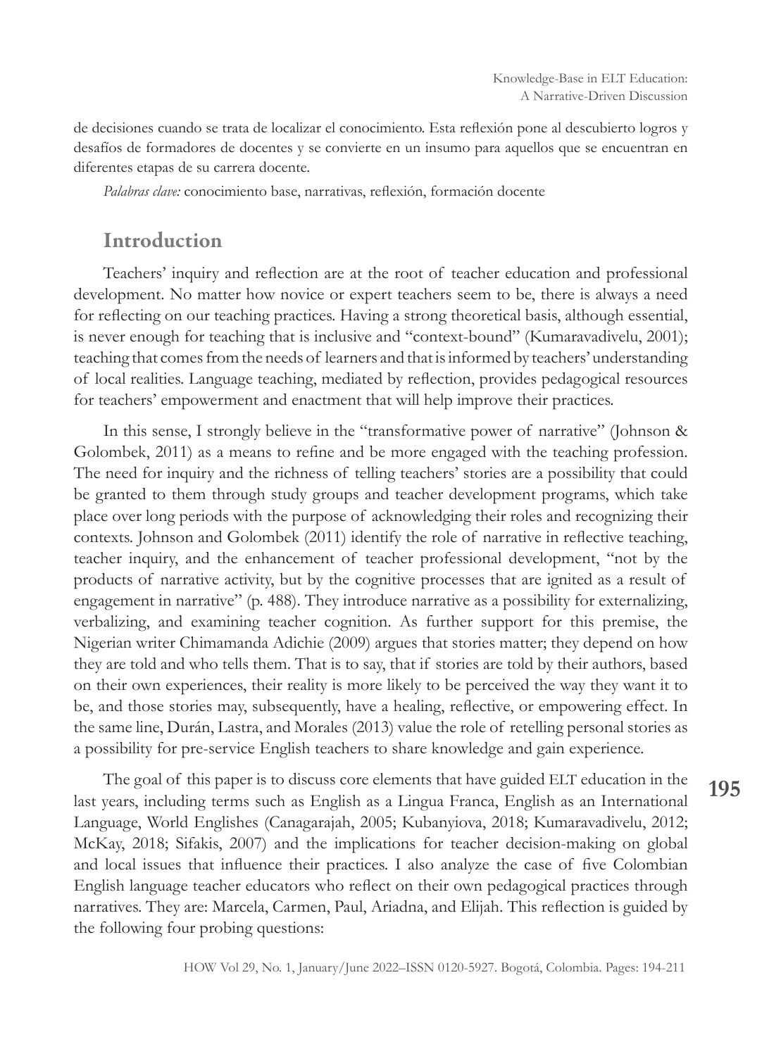de decisiones cuando se trata de localizar el conocimiento. Esta reflexión pone al descubierto logros y desafíos de formadores de docentes y se convierte en un insumo para aquellos que se encuentran en diferentes etapas de su carrera docente.

*Palabras clave:* conocimiento base, narrativas, reflexión, formación docente

## Introduction

Teachers' inquiry and reflection are at the root of teacher education and professional development. No matter how novice or expert teachers seem to be, there is always a need for reflecting on our teaching practices. Having a strong theoretical basis, although essential, is never enough for teaching that is inclusive and "context-bound" (Kumaravadivelu, 2001); teaching that comes from the needs of learners and that is informed by teachers' understanding of local realities. Language teaching, mediated by reflection, provides pedagogical resources for teachers' empowerment and enactment that will help improve their practices.

In this sense, I strongly believe in the "transformative power of narrative" (Johnson & Golombek, 2011) as a means to refine and be more engaged with the teaching profession. The need for inquiry and the richness of telling teachers' stories are a possibility that could be granted to them through study groups and teacher development programs, which take place over long periods with the purpose of acknowledging their roles and recognizing their contexts. Johnson and Golombek (2011) identify the role of narrative in reflective teaching, teacher inquiry, and the enhancement of teacher professional development, "not by the products of narrative activity, but by the cognitive processes that are ignited as a result of engagement in narrative" (p. 488). They introduce narrative as a possibility for externalizing, verbalizing, and examining teacher cognition. As further support for this premise, the Nigerian writer Chimamanda Adichie (2009) argues that stories matter; they depend on how they are told and who tells them. That is to say, that if stories are told by their authors, based on their own experiences, their reality is more likely to be perceived the way they want it to be, and those stories may, subsequently, have a healing, reflective, or empowering effect. In the same line, Durán, Lastra, and Morales (2013) value the role of retelling personal stories as a possibility for pre-service English teachers to share knowledge and gain experience.

The goal of this paper is to discuss core elements that have guided ELT education in the last years, including terms such as English as a Lingua Franca, English as an International Language, World Englishes (Canagarajah, 2005; Kubanyiova, 2018; Kumaravadivelu, 2012; McKay, 2018; Sifakis, 2007) and the implications for teacher decision-making on global and local issues that influence their practices. I also analyze the case of five Colombian English language teacher educators who reflect on their own pedagogical practices through narratives. They are: Marcela, Carmen, Paul, Ariadna, and Elijah. This reflection is guided by the following four probing questions: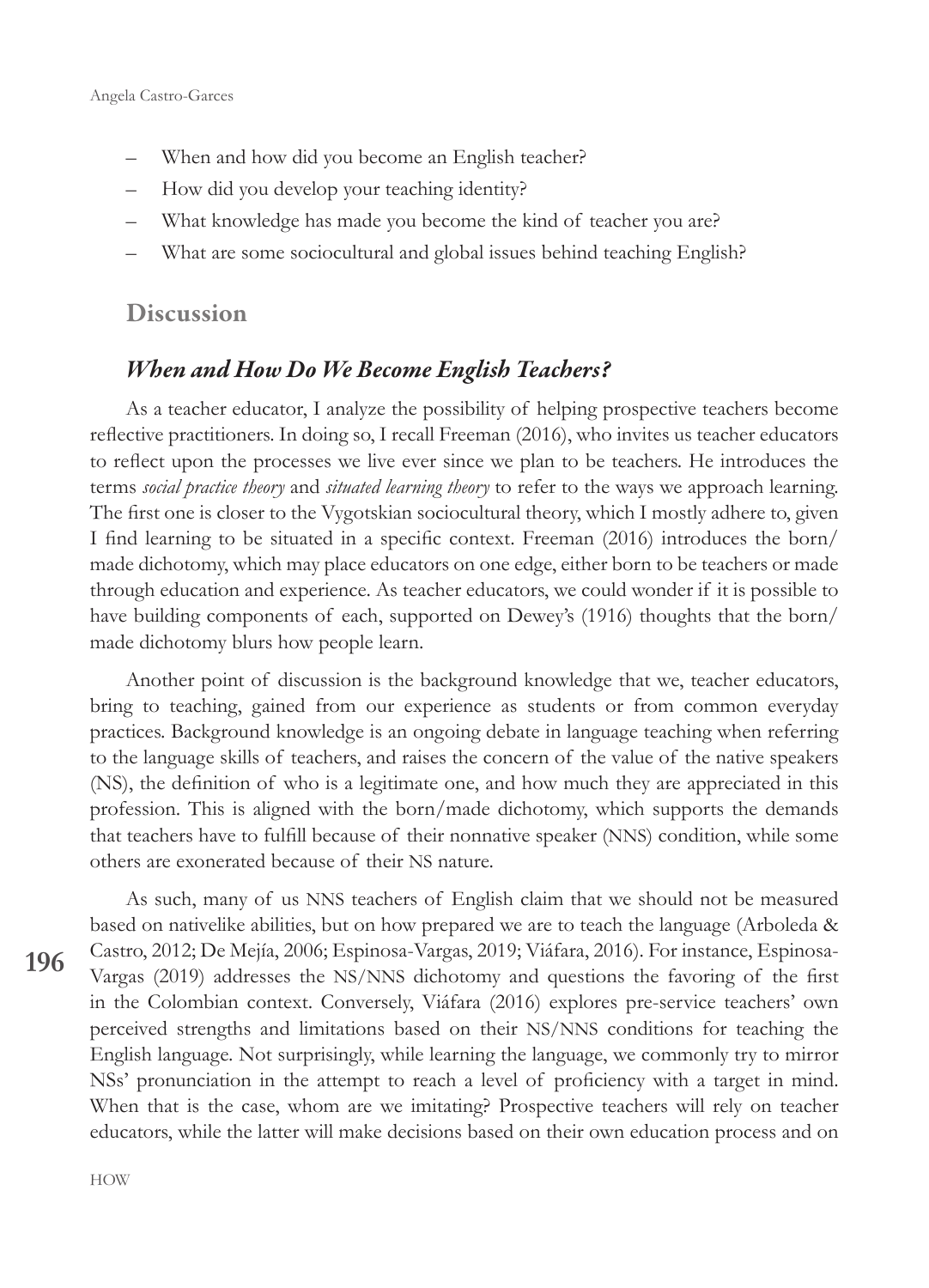- When and how did you become an English teacher?
- How did you develop your teaching identity?
- What knowledge has made you become the kind of teacher you are?
- What are some sociocultural and global issues behind teaching English?

## Discussion

### *When and How Do We Become English Teachers?*

As a teacher educator, I analyze the possibility of helping prospective teachers become reflective practitioners. In doing so, I recall Freeman (2016), who invites us teacher educators to reflect upon the processes we live ever since we plan to be teachers. He introduces the terms *social practice theory* and *situated learning theory* to refer to the ways we approach learning. The first one is closer to the Vygotskian sociocultural theory, which I mostly adhere to, given I find learning to be situated in a specific context. Freeman (2016) introduces the born/made dichotomy, which may place educators on one edge, either born to be teachers or made through education and experience. As teacher educators, we could wonder if it is possible to have building components of each, supported on Dewey's (1916) thoughts that the born/made dichotomy blurs how people learn.

Another point of discussion is the background knowledge that we, teacher educators, bring to teaching, gained from our experience as students or from common everyday practices. Background knowledge is an ongoing debate in language teaching when referring to the language skills of teachers, and raises the concern of the value of the native speakers (NS), the definition of who is a legitimate one, and how much they are appreciated in this profession. This is aligned with the born/made dichotomy, which supports the demands that teachers have to fulfill because of their nonnative speaker (NNS) condition, while some others are exonerated because of their NS nature.

As such, many of us NNS teachers of English claim that we should not be measured based on nativelike abilities, but on how prepared we are to teach the language (Arboleda & Castro, 2012; De Mejía, 2006; Espinosa-Vargas, 2019; Viáfara, 2016). For instance, Espinosa-Vargas (2019) addresses the NS/NNS dichotomy and questions the favoring of the first in the Colombian context. Conversely, Viáfara (2016) explores pre-service teachers' own perceived strengths and limitations based on their NS/NNS conditions for teaching the English language. Not surprisingly, while learning the language, we commonly try to mirror NSs' pronunciation in the attempt to reach a level of proficiency with a target in mind. When that is the case, whom are we imitating? Prospective teachers will rely on teacher educators, while the latter will make decisions based on their own education process and on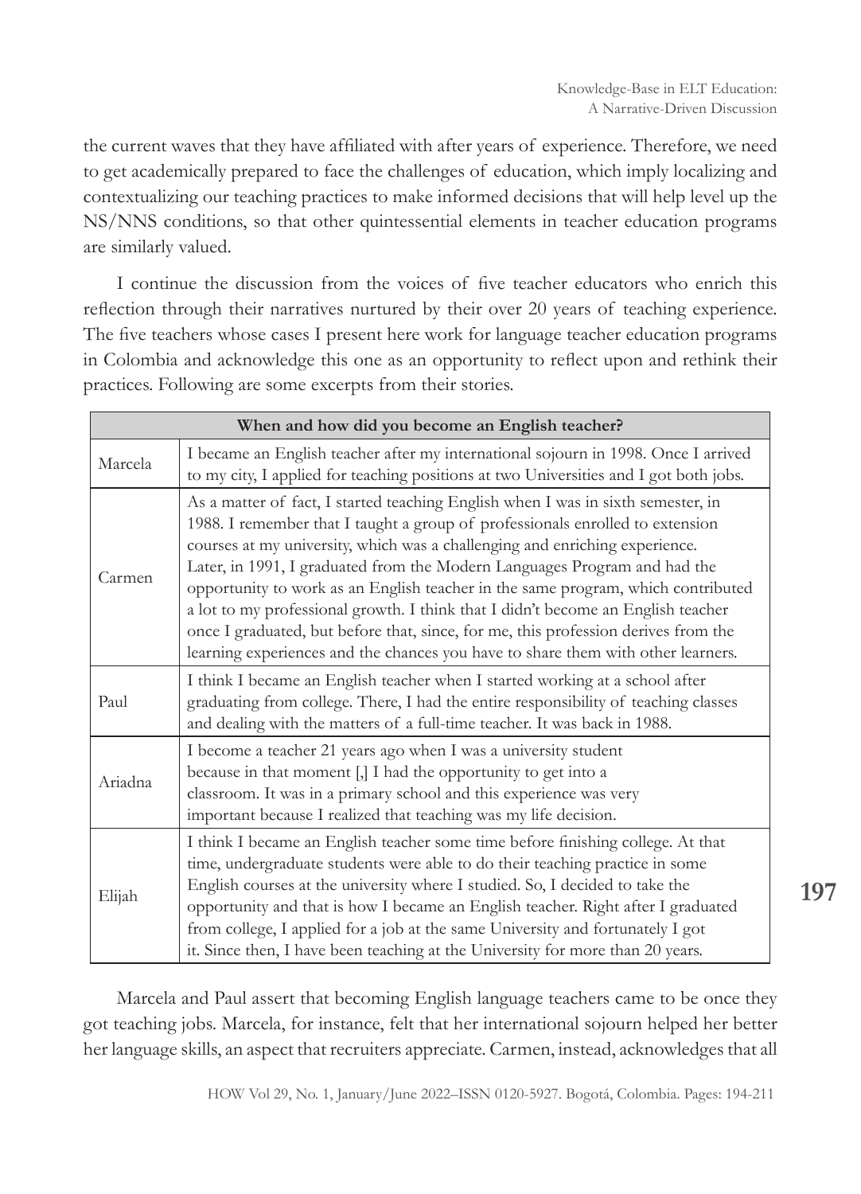the current waves that they have affiliated with after years of experience. Therefore, we need to get academically prepared to face the challenges of education, which imply localizing and contextualizing our teaching practices to make informed decisions that will help level up the NS/NNS conditions, so that other quintessential elements in teacher education programs are similarly valued.

I continue the discussion from the voices of five teacher educators who enrich this reflection through their narratives nurtured by their over 20 years of teaching experience. The five teachers whose cases I present here work for language teacher education programs in Colombia and acknowledge this one as an opportunity to reflect upon and rethink their practices. Following are some excerpts from their stories.

| When and how did you become an English teacher? | |
|---|---|
| Marcela | I became an English teacher after my international sojourn in 1998. Once I arrived to my city, I applied for teaching positions at two Universities and I got both jobs. |
| Carmen | As a matter of fact, I started teaching English when I was in sixth semester, in 1988. I remember that I taught a group of professionals enrolled to extension courses at my university, which was a challenging and enriching experience. Later, in 1991, I graduated from the Modern Languages Program and had the opportunity to work as an English teacher in the same program, which contributed a lot to my professional growth. I think that I didn't become an English teacher once I graduated, but before that, since, for me, this profession derives from the learning experiences and the chances you have to share them with other learners. |
| Paul | I think I became an English teacher when I started working at a school after graduating from college. There, I had the entire responsibility of teaching classes and dealing with the matters of a full-time teacher. It was back in 1988. |
| Ariadna | I become a teacher 21 years ago when I was a university student because in that moment [,] I had the opportunity to get into a classroom. It was in a primary school and this experience was very important because I realized that teaching was my life decision. |
| Elijah | I think I became an English teacher some time before finishing college. At that time, undergraduate students were able to do their teaching practice in some English courses at the university where I studied. So, I decided to take the opportunity and that is how I became an English teacher. Right after I graduated from college, I applied for a job at the same University and fortunately I got it. Since then, I have been teaching at the University for more than 20 years. |

Marcela and Paul assert that becoming English language teachers came to be once they got teaching jobs. Marcela, for instance, felt that her international sojourn helped her better her language skills, an aspect that recruiters appreciate. Carmen, instead, acknowledges that all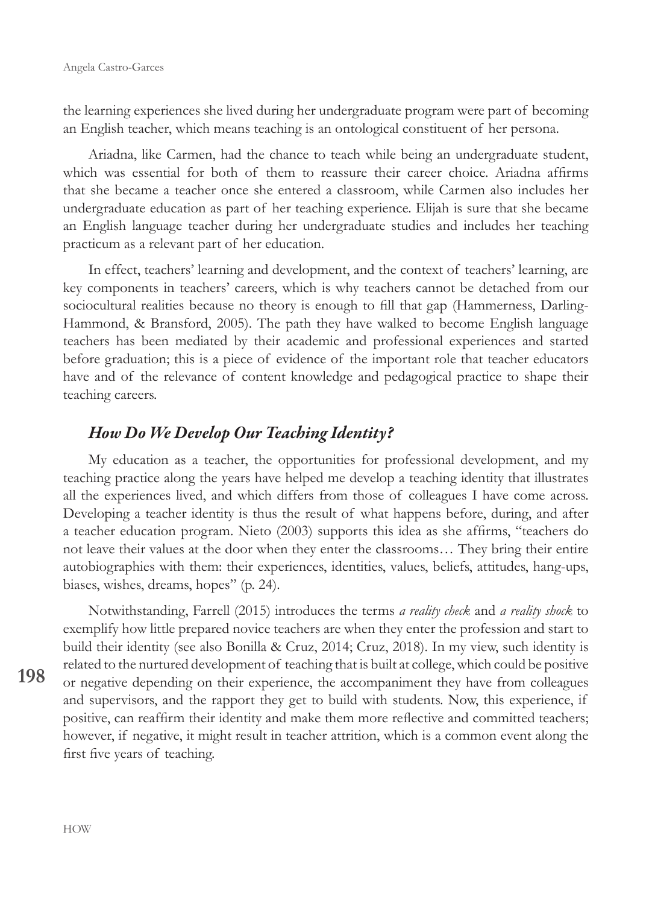the learning experiences she lived during her undergraduate program were part of becoming an English teacher, which means teaching is an ontological constituent of her persona.

Ariadna, like Carmen, had the chance to teach while being an undergraduate student, which was essential for both of them to reassure their career choice. Ariadna affirms that she became a teacher once she entered a classroom, while Carmen also includes her undergraduate education as part of her teaching experience. Elijah is sure that she became an English language teacher during her undergraduate studies and includes her teaching practicum as a relevant part of her education.

In effect, teachers' learning and development, and the context of teachers' learning, are key components in teachers' careers, which is why teachers cannot be detached from our sociocultural realities because no theory is enough to fill that gap (Hammerness, Darling-Hammond, & Bransford, 2005). The path they have walked to become English language teachers has been mediated by their academic and professional experiences and started before graduation; this is a piece of evidence of the important role that teacher educators have and of the relevance of content knowledge and pedagogical practice to shape their teaching careers.

## *How Do We Develop Our Teaching Identity?*

My education as a teacher, the opportunities for professional development, and my teaching practice along the years have helped me develop a teaching identity that illustrates all the experiences lived, and which differs from those of colleagues I have come across. Developing a teacher identity is thus the result of what happens before, during, and after a teacher education program. Nieto (2003) supports this idea as she affirms, "teachers do not leave their values at the door when they enter the classrooms… They bring their entire autobiographies with them: their experiences, identities, values, beliefs, attitudes, hang-ups, biases, wishes, dreams, hopes" (p. 24).

Notwithstanding, Farrell (2015) introduces the terms *a reality check* and *a reality shock* to exemplify how little prepared novice teachers are when they enter the profession and start to build their identity (see also Bonilla & Cruz, 2014; Cruz, 2018). In my view, such identity is related to the nurtured development of teaching that is built at college, which could be positive or negative depending on their experience, the accompaniment they have from colleagues and supervisors, and the rapport they get to build with students. Now, this experience, if positive, can reaffirm their identity and make them more reflective and committed teachers; however, if negative, it might result in teacher attrition, which is a common event along the first five years of teaching.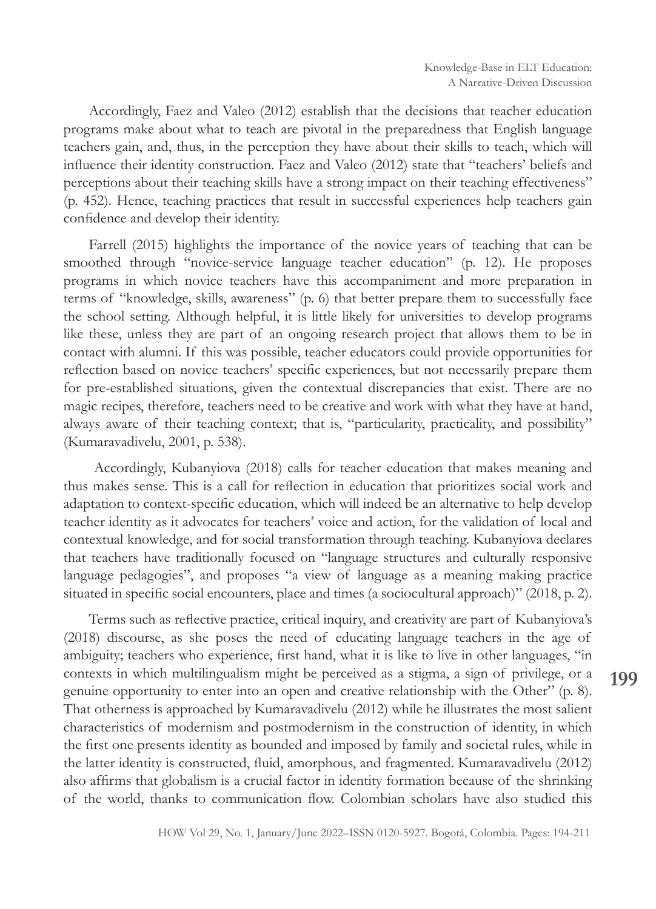Accordingly, Faez and Valeo (2012) establish that the decisions that teacher education programs make about what to teach are pivotal in the preparedness that English language teachers gain, and, thus, in the perception they have about their skills to teach, which will influence their identity construction. Faez and Valeo (2012) state that "teachers' beliefs and perceptions about their teaching skills have a strong impact on their teaching effectiveness" (p. 452). Hence, teaching practices that result in successful experiences help teachers gain confidence and develop their identity.

Farrell (2015) highlights the importance of the novice years of teaching that can be smoothed through "novice-service language teacher education" (p. 12). He proposes programs in which novice teachers have this accompaniment and more preparation in terms of "knowledge, skills, awareness" (p. 6) that better prepare them to successfully face the school setting. Although helpful, it is little likely for universities to develop programs like these, unless they are part of an ongoing research project that allows them to be in contact with alumni. If this was possible, teacher educators could provide opportunities for reflection based on novice teachers' specific experiences, but not necessarily prepare them for pre-established situations, given the contextual discrepancies that exist. There are no magic recipes, therefore, teachers need to be creative and work with what they have at hand, always aware of their teaching context; that is, "particularity, practicality, and possibility" (Kumaravadivelu, 2001, p. 538).

Accordingly, Kubanyiova (2018) calls for teacher education that makes meaning and thus makes sense. This is a call for reflection in education that prioritizes social work and adaptation to context-specific education, which will indeed be an alternative to help develop teacher identity as it advocates for teachers' voice and action, for the validation of local and contextual knowledge, and for social transformation through teaching. Kubanyiova declares that teachers have traditionally focused on "language structures and culturally responsive language pedagogies", and proposes "a view of language as a meaning making practice situated in specific social encounters, place and times (a sociocultural approach)" (2018, p. 2).

Terms such as reflective practice, critical inquiry, and creativity are part of Kubanyiova's (2018) discourse, as she poses the need of educating language teachers in the age of ambiguity; teachers who experience, first hand, what it is like to live in other languages, "in contexts in which multilingualism might be perceived as a stigma, a sign of privilege, or a genuine opportunity to enter into an open and creative relationship with the Other" (p. 8). That otherness is approached by Kumaravadivelu (2012) while he illustrates the most salient characteristics of modernism and postmodernism in the construction of identity, in which the first one presents identity as bounded and imposed by family and societal rules, while in the latter identity is constructed, fluid, amorphous, and fragmented. Kumaravadivelu (2012) also affirms that globalism is a crucial factor in identity formation because of the shrinking of the world, thanks to communication flow. Colombian scholars have also studied this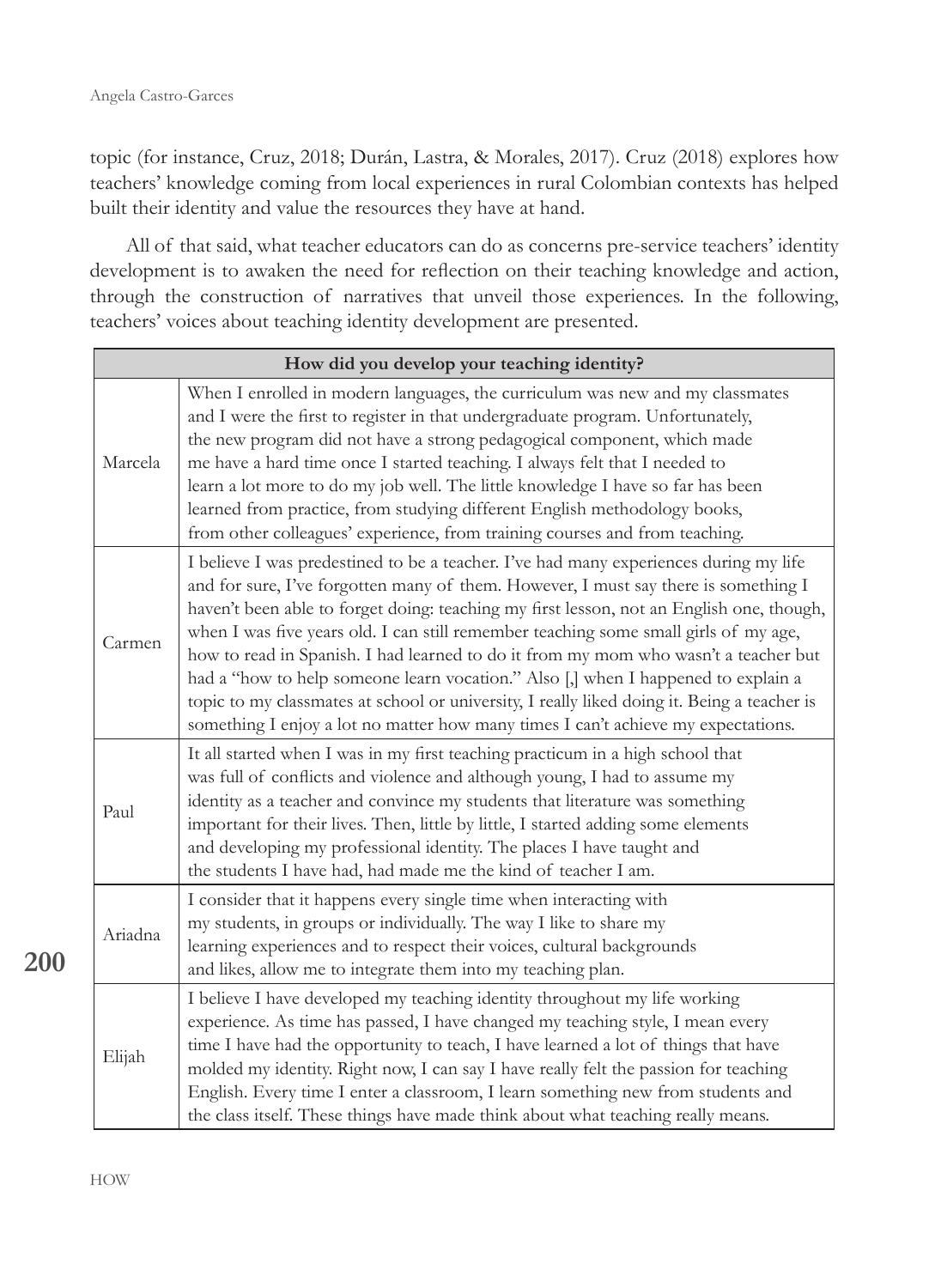topic (for instance, Cruz, 2018; Durán, Lastra, & Morales, 2017). Cruz (2018) explores how teachers' knowledge coming from local experiences in rural Colombian contexts has helped built their identity and value the resources they have at hand.

All of that said, what teacher educators can do as concerns pre-service teachers' identity development is to awaken the need for reflection on their teaching knowledge and action, through the construction of narratives that unveil those experiences. In the following, teachers' voices about teaching identity development are presented.

| How did you develop your teaching identity? | |
|---|---|
| Marcela | When I enrolled in modern languages, the curriculum was new and my classmates and I were the first to register in that undergraduate program. Unfortunately, the new program did not have a strong pedagogical component, which made me have a hard time once I started teaching. I always felt that I needed to learn a lot more to do my job well. The little knowledge I have so far has been learned from practice, from studying different English methodology books, from other colleagues' experience, from training courses and from teaching. |
| Carmen | I believe I was predestined to be a teacher. I've had many experiences during my life and for sure, I've forgotten many of them. However, I must say there is something I haven't been able to forget doing: teaching my first lesson, not an English one, though, when I was five years old. I can still remember teaching some small girls of my age, how to read in Spanish. I had learned to do it from my mom who wasn't a teacher but had a "how to help someone learn vocation." Also [,] when I happened to explain a topic to my classmates at school or university, I really liked doing it. Being a teacher is something I enjoy a lot no matter how many times I can't achieve my expectations. |
| Paul | It all started when I was in my first teaching practicum in a high school that was full of conflicts and violence and although young, I had to assume my identity as a teacher and convince my students that literature was something important for their lives. Then, little by little, I started adding some elements and developing my professional identity. The places I have taught and the students I have had, had made me the kind of teacher I am. |
| Ariadna | I consider that it happens every single time when interacting with my students, in groups or individually. The way I like to share my learning experiences and to respect their voices, cultural backgrounds and likes, allow me to integrate them into my teaching plan. |
| Elijah | I believe I have developed my teaching identity throughout my life working experience. As time has passed, I have changed my teaching style, I mean every time I have had the opportunity to teach, I have learned a lot of things that have molded my identity. Right now, I can say I have really felt the passion for teaching English. Every time I enter a classroom, I learn something new from students and the class itself. These things have made think about what teaching really means. |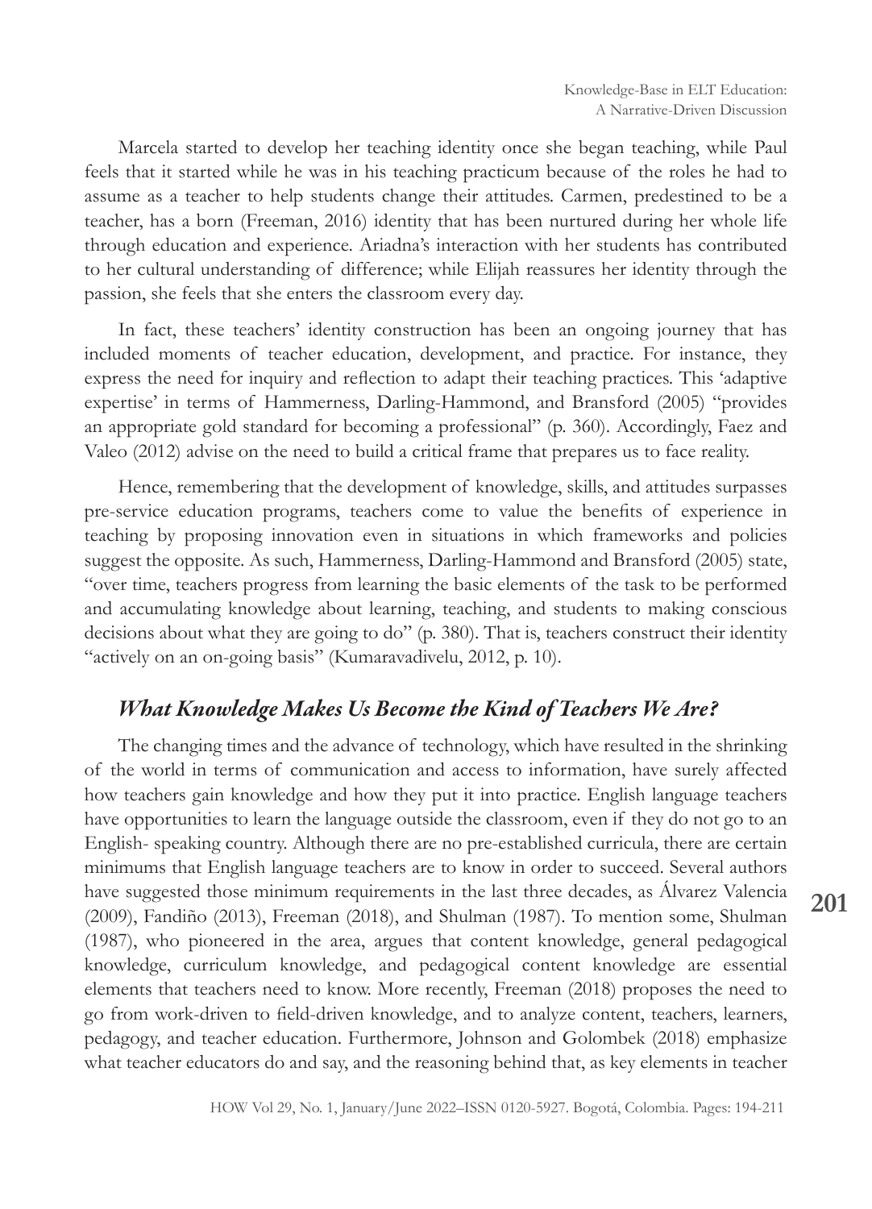Marcela started to develop her teaching identity once she began teaching, while Paul feels that it started while he was in his teaching practicum because of the roles he had to assume as a teacher to help students change their attitudes. Carmen, predestined to be a teacher, has a born (Freeman, 2016) identity that has been nurtured during her whole life through education and experience. Ariadna's interaction with her students has contributed to her cultural understanding of difference; while Elijah reassures her identity through the passion, she feels that she enters the classroom every day.

In fact, these teachers' identity construction has been an ongoing journey that has included moments of teacher education, development, and practice. For instance, they express the need for inquiry and reflection to adapt their teaching practices. This 'adaptive expertise' in terms of Hammerness, Darling-Hammond, and Bransford (2005) "provides an appropriate gold standard for becoming a professional" (p. 360). Accordingly, Faez and Valeo (2012) advise on the need to build a critical frame that prepares us to face reality.

Hence, remembering that the development of knowledge, skills, and attitudes surpasses pre-service education programs, teachers come to value the benefits of experience in teaching by proposing innovation even in situations in which frameworks and policies suggest the opposite. As such, Hammerness, Darling-Hammond and Bransford (2005) state, "over time, teachers progress from learning the basic elements of the task to be performed and accumulating knowledge about learning, teaching, and students to making conscious decisions about what they are going to do" (p. 380). That is, teachers construct their identity "actively on an on-going basis" (Kumaravadivelu, 2012, p. 10).

## *What Knowledge Makes Us Become the Kind of Teachers We Are?*

The changing times and the advance of technology, which have resulted in the shrinking of the world in terms of communication and access to information, have surely affected how teachers gain knowledge and how they put it into practice. English language teachers have opportunities to learn the language outside the classroom, even if they do not go to an English- speaking country. Although there are no pre-established curricula, there are certain minimums that English language teachers are to know in order to succeed. Several authors have suggested those minimum requirements in the last three decades, as Álvarez Valencia (2009), Fandiño (2013), Freeman (2018), and Shulman (1987). To mention some, Shulman (1987), who pioneered in the area, argues that content knowledge, general pedagogical knowledge, curriculum knowledge, and pedagogical content knowledge are essential elements that teachers need to know. More recently, Freeman (2018) proposes the need to go from work-driven to field-driven knowledge, and to analyze content, teachers, learners, pedagogy, and teacher education. Furthermore, Johnson and Golombek (2018) emphasize what teacher educators do and say, and the reasoning behind that, as key elements in teacher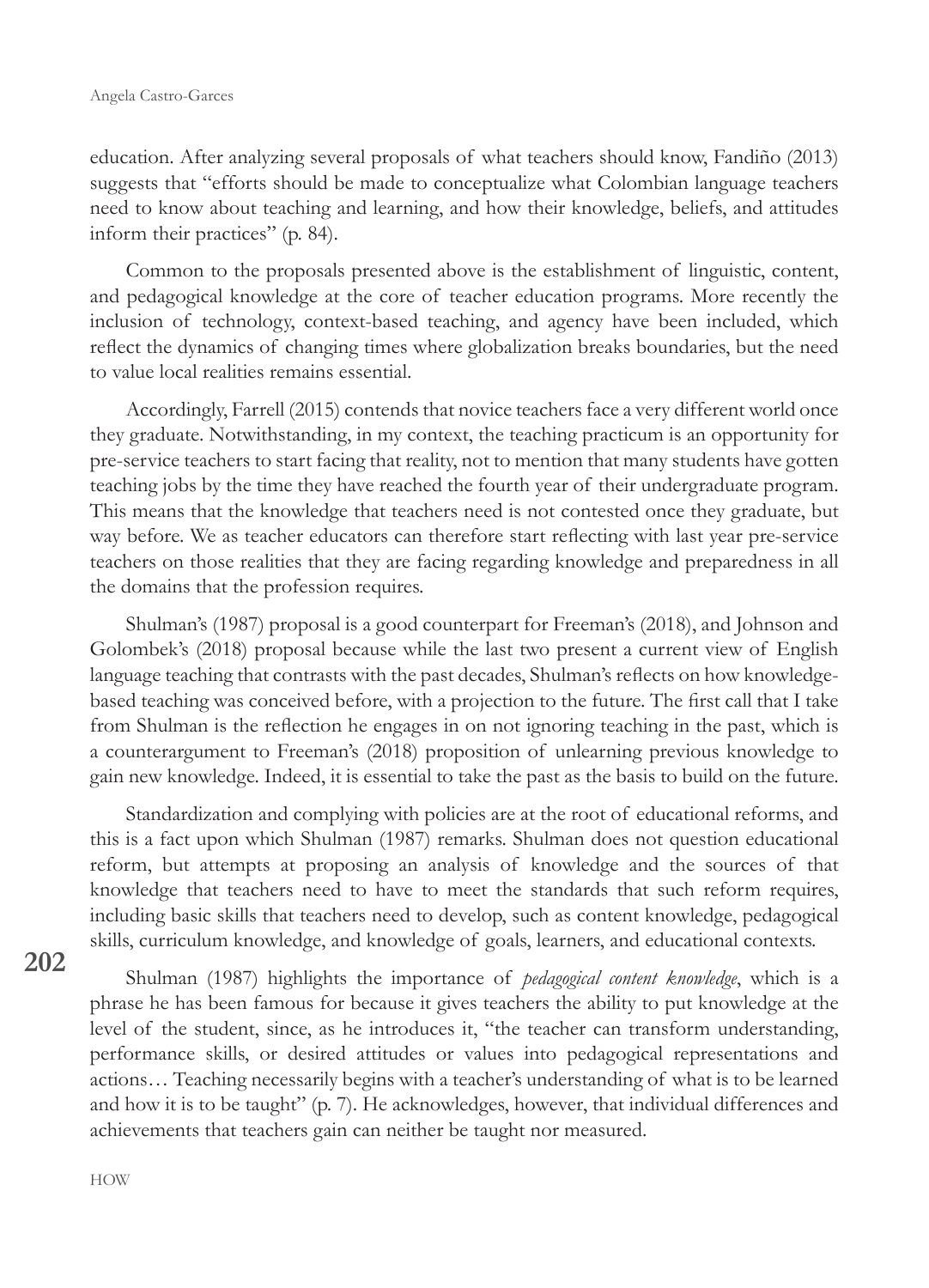education. After analyzing several proposals of what teachers should know, Fandiño (2013) suggests that "efforts should be made to conceptualize what Colombian language teachers need to know about teaching and learning, and how their knowledge, beliefs, and attitudes inform their practices" (p. 84).

Common to the proposals presented above is the establishment of linguistic, content, and pedagogical knowledge at the core of teacher education programs. More recently the inclusion of technology, context-based teaching, and agency have been included, which reflect the dynamics of changing times where globalization breaks boundaries, but the need to value local realities remains essential.

Accordingly, Farrell (2015) contends that novice teachers face a very different world once they graduate. Notwithstanding, in my context, the teaching practicum is an opportunity for pre-service teachers to start facing that reality, not to mention that many students have gotten teaching jobs by the time they have reached the fourth year of their undergraduate program. This means that the knowledge that teachers need is not contested once they graduate, but way before. We as teacher educators can therefore start reflecting with last year pre-service teachers on those realities that they are facing regarding knowledge and preparedness in all the domains that the profession requires.

Shulman's (1987) proposal is a good counterpart for Freeman's (2018), and Johnson and Golombek's (2018) proposal because while the last two present a current view of English language teaching that contrasts with the past decades, Shulman's reflects on how knowledge-based teaching was conceived before, with a projection to the future. The first call that I take from Shulman is the reflection he engages in on not ignoring teaching in the past, which is a counterargument to Freeman's (2018) proposition of unlearning previous knowledge to gain new knowledge. Indeed, it is essential to take the past as the basis to build on the future.

Standardization and complying with policies are at the root of educational reforms, and this is a fact upon which Shulman (1987) remarks. Shulman does not question educational reform, but attempts at proposing an analysis of knowledge and the sources of that knowledge that teachers need to have to meet the standards that such reform requires, including basic skills that teachers need to develop, such as content knowledge, pedagogical skills, curriculum knowledge, and knowledge of goals, learners, and educational contexts.

Shulman (1987) highlights the importance of *pedagogical content knowledge*, which is a phrase he has been famous for because it gives teachers the ability to put knowledge at the level of the student, since, as he introduces it, "the teacher can transform understanding, performance skills, or desired attitudes or values into pedagogical representations and actions… Teaching necessarily begins with a teacher's understanding of what is to be learned and how it is to be taught" (p. 7). He acknowledges, however, that individual differences and achievements that teachers gain can neither be taught nor measured.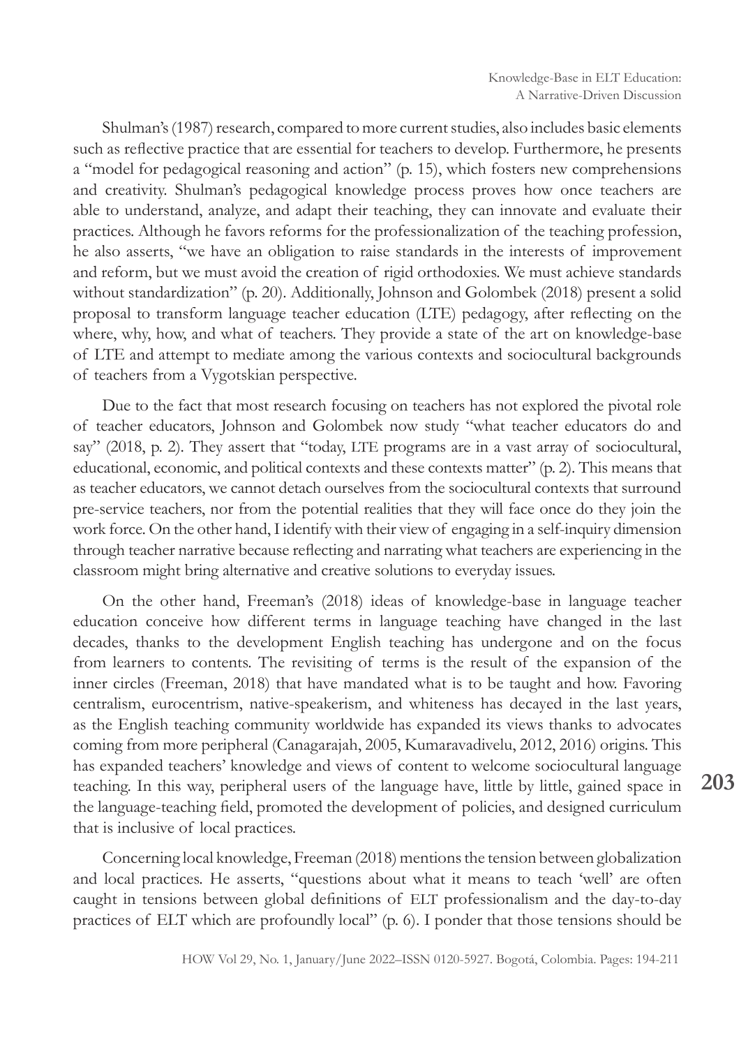Shulman's (1987) research, compared to more current studies, also includes basic elements such as reflective practice that are essential for teachers to develop. Furthermore, he presents a "model for pedagogical reasoning and action" (p. 15), which fosters new comprehensions and creativity. Shulman's pedagogical knowledge process proves how once teachers are able to understand, analyze, and adapt their teaching, they can innovate and evaluate their practices. Although he favors reforms for the professionalization of the teaching profession, he also asserts, "we have an obligation to raise standards in the interests of improvement and reform, but we must avoid the creation of rigid orthodoxies. We must achieve standards without standardization" (p. 20). Additionally, Johnson and Golombek (2018) present a solid proposal to transform language teacher education (LTE) pedagogy, after reflecting on the where, why, how, and what of teachers. They provide a state of the art on knowledge-base of LTE and attempt to mediate among the various contexts and sociocultural backgrounds of teachers from a Vygotskian perspective.

Due to the fact that most research focusing on teachers has not explored the pivotal role of teacher educators, Johnson and Golombek now study "what teacher educators do and say" (2018, p. 2). They assert that "today, LTE programs are in a vast array of sociocultural, educational, economic, and political contexts and these contexts matter" (p. 2). This means that as teacher educators, we cannot detach ourselves from the sociocultural contexts that surround pre-service teachers, nor from the potential realities that they will face once do they join the work force. On the other hand, I identify with their view of engaging in a self-inquiry dimension through teacher narrative because reflecting and narrating what teachers are experiencing in the classroom might bring alternative and creative solutions to everyday issues.

On the other hand, Freeman's (2018) ideas of knowledge-base in language teacher education conceive how different terms in language teaching have changed in the last decades, thanks to the development English teaching has undergone and on the focus from learners to contents. The revisiting of terms is the result of the expansion of the inner circles (Freeman, 2018) that have mandated what is to be taught and how. Favoring centralism, eurocentrism, native-speakerism, and whiteness has decayed in the last years, as the English teaching community worldwide has expanded its views thanks to advocates coming from more peripheral (Canagarajah, 2005, Kumaravadivelu, 2012, 2016) origins. This has expanded teachers' knowledge and views of content to welcome sociocultural language teaching. In this way, peripheral users of the language have, little by little, gained space in the language-teaching field, promoted the development of policies, and designed curriculum that is inclusive of local practices.

Concerning local knowledge, Freeman (2018) mentions the tension between globalization and local practices. He asserts, "questions about what it means to teach 'well' are often caught in tensions between global definitions of ELT professionalism and the day-to-day practices of ELT which are profoundly local" (p. 6). I ponder that those tensions should be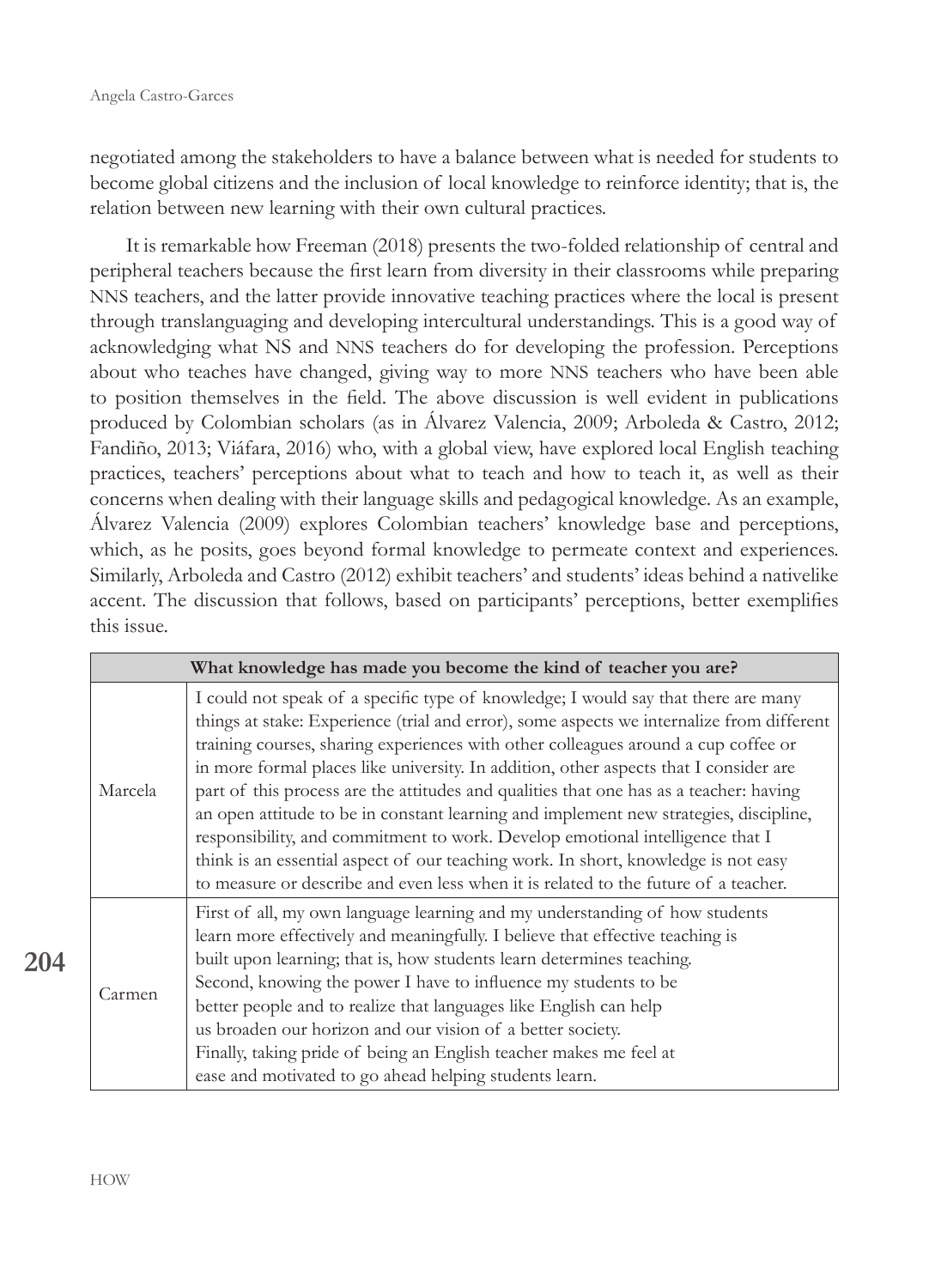negotiated among the stakeholders to have a balance between what is needed for students to become global citizens and the inclusion of local knowledge to reinforce identity; that is, the relation between new learning with their own cultural practices.

It is remarkable how Freeman (2018) presents the two-folded relationship of central and peripheral teachers because the first learn from diversity in their classrooms while preparing NNS teachers, and the latter provide innovative teaching practices where the local is present through translanguaging and developing intercultural understandings. This is a good way of acknowledging what NS and NNS teachers do for developing the profession. Perceptions about who teaches have changed, giving way to more NNS teachers who have been able to position themselves in the field. The above discussion is well evident in publications produced by Colombian scholars (as in Álvarez Valencia, 2009; Arboleda & Castro, 2012; Fandiño, 2013; Viáfara, 2016) who, with a global view, have explored local English teaching practices, teachers' perceptions about what to teach and how to teach it, as well as their concerns when dealing with their language skills and pedagogical knowledge. As an example, Álvarez Valencia (2009) explores Colombian teachers' knowledge base and perceptions, which, as he posits, goes beyond formal knowledge to permeate context and experiences. Similarly, Arboleda and Castro (2012) exhibit teachers' and students' ideas behind a nativelike accent. The discussion that follows, based on participants' perceptions, better exemplifies this issue.

| What knowledge has made you become the kind of teacher you are? | |
|---|---|
| Marcela | I could not speak of a specific type of knowledge; I would say that there are many things at stake: Experience (trial and error), some aspects we internalize from different training courses, sharing experiences with other colleagues around a cup coffee or in more formal places like university. In addition, other aspects that I consider are part of this process are the attitudes and qualities that one has as a teacher: having an open attitude to be in constant learning and implement new strategies, discipline, responsibility, and commitment to work. Develop emotional intelligence that I think is an essential aspect of our teaching work. In short, knowledge is not easy to measure or describe and even less when it is related to the future of a teacher. |
| Carmen | First of all, my own language learning and my understanding of how students learn more effectively and meaningfully. I believe that effective teaching is built upon learning; that is, how students learn determines teaching. Second, knowing the power I have to influence my students to be better people and to realize that languages like English can help us broaden our horizon and our vision of a better society. Finally, taking pride of being an English teacher makes me feel at ease and motivated to go ahead helping students learn. |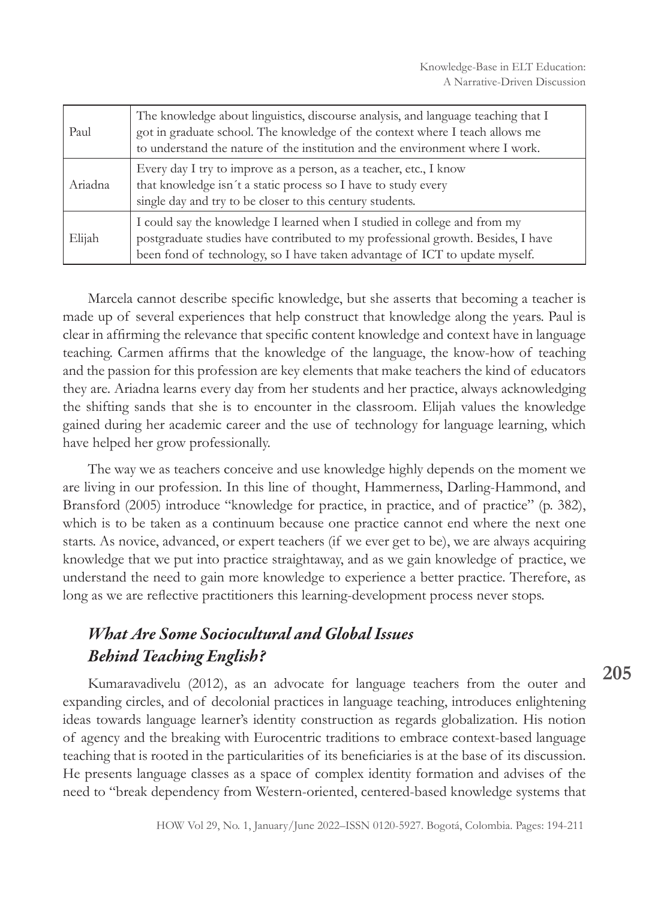| | |
|---|---|
| Paul | The knowledge about linguistics, discourse analysis, and language teaching that I got in graduate school. The knowledge of the context where I teach allows me to understand the nature of the institution and the environment where I work. |
| Ariadna | Every day I try to improve as a person, as a teacher, etc., I know that knowledge isn´t a static process so I have to study every single day and try to be closer to this century students. |
| Elijah | I could say the knowledge I learned when I studied in college and from my postgraduate studies have contributed to my professional growth. Besides, I have been fond of technology, so I have taken advantage of ICT to update myself. |

Marcela cannot describe specific knowledge, but she asserts that becoming a teacher is made up of several experiences that help construct that knowledge along the years. Paul is clear in affirming the relevance that specific content knowledge and context have in language teaching. Carmen affirms that the knowledge of the language, the know-how of teaching and the passion for this profession are key elements that make teachers the kind of educators they are. Ariadna learns every day from her students and her practice, always acknowledging the shifting sands that she is to encounter in the classroom. Elijah values the knowledge gained during her academic career and the use of technology for language learning, which have helped her grow professionally.

The way we as teachers conceive and use knowledge highly depends on the moment we are living in our profession. In this line of thought, Hammerness, Darling-Hammond, and Bransford (2005) introduce "knowledge for practice, in practice, and of practice" (p. 382), which is to be taken as a continuum because one practice cannot end where the next one starts. As novice, advanced, or expert teachers (if we ever get to be), we are always acquiring knowledge that we put into practice straightaway, and as we gain knowledge of practice, we understand the need to gain more knowledge to experience a better practice. Therefore, as long as we are reflective practitioners this learning-development process never stops.

## *What Are Some Sociocultural and Global Issues Behind Teaching English?*

Kumaravadivelu (2012), as an advocate for language teachers from the outer and expanding circles, and of decolonial practices in language teaching, introduces enlightening ideas towards language learner's identity construction as regards globalization. His notion of agency and the breaking with Eurocentric traditions to embrace context-based language teaching that is rooted in the particularities of its beneficiaries is at the base of its discussion. He presents language classes as a space of complex identity formation and advises of the need to "break dependency from Western-oriented, centered-based knowledge systems that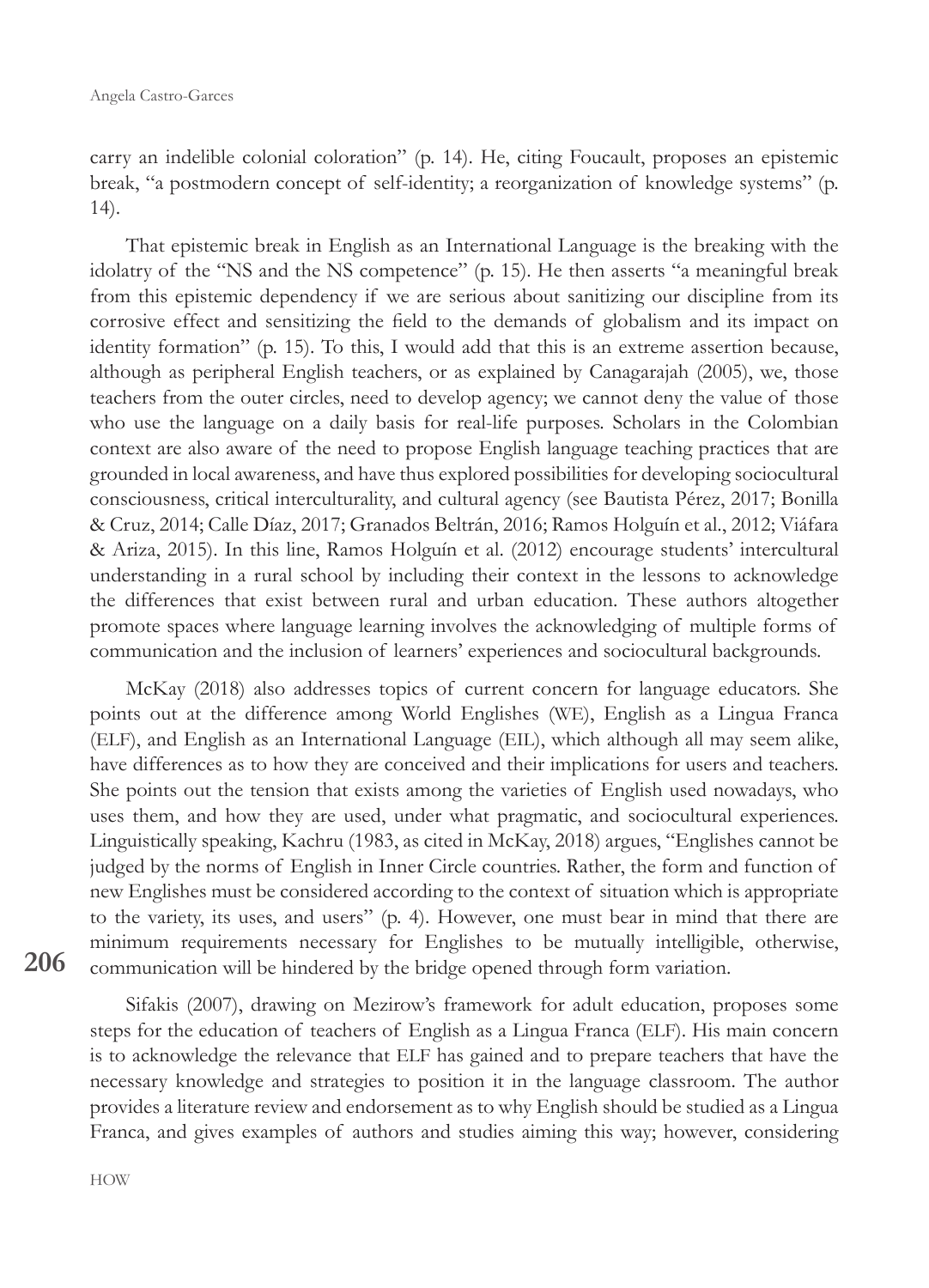carry an indelible colonial coloration" (p. 14). He, citing Foucault, proposes an epistemic break, "a postmodern concept of self-identity; a reorganization of knowledge systems" (p. 14).

That epistemic break in English as an International Language is the breaking with the idolatry of the "NS and the NS competence" (p. 15). He then asserts "a meaningful break from this epistemic dependency if we are serious about sanitizing our discipline from its corrosive effect and sensitizing the field to the demands of globalism and its impact on identity formation" (p. 15). To this, I would add that this is an extreme assertion because, although as peripheral English teachers, or as explained by Canagarajah (2005), we, those teachers from the outer circles, need to develop agency; we cannot deny the value of those who use the language on a daily basis for real-life purposes. Scholars in the Colombian context are also aware of the need to propose English language teaching practices that are grounded in local awareness, and have thus explored possibilities for developing sociocultural consciousness, critical interculturality, and cultural agency (see Bautista Pérez, 2017; Bonilla & Cruz, 2014; Calle Díaz, 2017; Granados Beltrán, 2016; Ramos Holguín et al., 2012; Viáfara & Ariza, 2015). In this line, Ramos Holguín et al. (2012) encourage students' intercultural understanding in a rural school by including their context in the lessons to acknowledge the differences that exist between rural and urban education. These authors altogether promote spaces where language learning involves the acknowledging of multiple forms of communication and the inclusion of learners' experiences and sociocultural backgrounds.

McKay (2018) also addresses topics of current concern for language educators. She points out at the difference among World Englishes (WE), English as a Lingua Franca (ELF), and English as an International Language (EIL), which although all may seem alike, have differences as to how they are conceived and their implications for users and teachers. She points out the tension that exists among the varieties of English used nowadays, who uses them, and how they are used, under what pragmatic, and sociocultural experiences. Linguistically speaking, Kachru (1983, as cited in McKay, 2018) argues, "Englishes cannot be judged by the norms of English in Inner Circle countries. Rather, the form and function of new Englishes must be considered according to the context of situation which is appropriate to the variety, its uses, and users" (p. 4). However, one must bear in mind that there are minimum requirements necessary for Englishes to be mutually intelligible, otherwise, communication will be hindered by the bridge opened through form variation.

Sifakis (2007), drawing on Mezirow's framework for adult education, proposes some steps for the education of teachers of English as a Lingua Franca (ELF). His main concern is to acknowledge the relevance that ELF has gained and to prepare teachers that have the necessary knowledge and strategies to position it in the language classroom. The author provides a literature review and endorsement as to why English should be studied as a Lingua Franca, and gives examples of authors and studies aiming this way; however, considering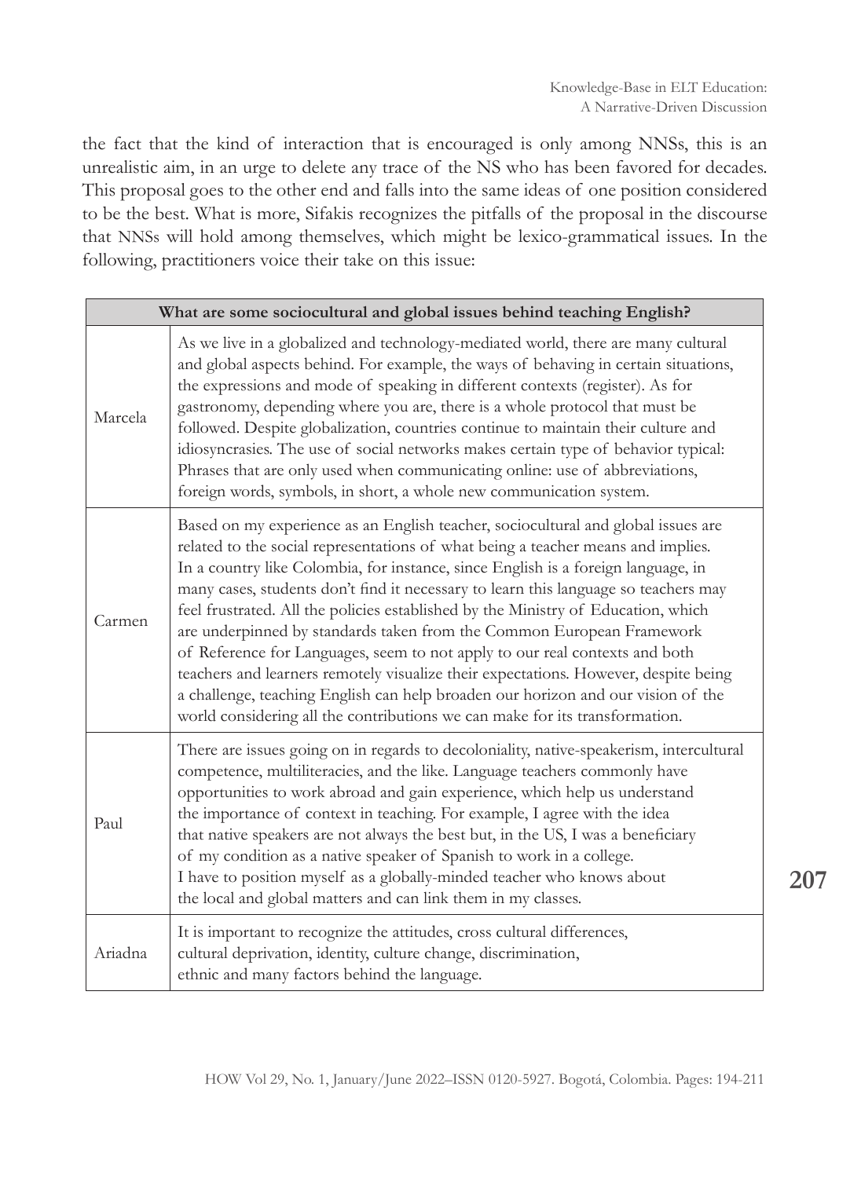the fact that the kind of interaction that is encouraged is only among NNSs, this is an unrealistic aim, in an urge to delete any trace of the NS who has been favored for decades. This proposal goes to the other end and falls into the same ideas of one position considered to be the best. What is more, Sifakis recognizes the pitfalls of the proposal in the discourse that NNSs will hold among themselves, which might be lexico-grammatical issues. In the following, practitioners voice their take on this issue:

| What are some sociocultural and global issues behind teaching English? | |
|---|---|
| Marcela | As we live in a globalized and technology-mediated world, there are many cultural and global aspects behind. For example, the ways of behaving in certain situations, the expressions and mode of speaking in different contexts (register). As for gastronomy, depending where you are, there is a whole protocol that must be followed. Despite globalization, countries continue to maintain their culture and idiosyncrasies. The use of social networks makes certain type of behavior typical: Phrases that are only used when communicating online: use of abbreviations, foreign words, symbols, in short, a whole new communication system. |
| Carmen | Based on my experience as an English teacher, sociocultural and global issues are related to the social representations of what being a teacher means and implies. In a country like Colombia, for instance, since English is a foreign language, in many cases, students don't find it necessary to learn this language so teachers may feel frustrated. All the policies established by the Ministry of Education, which are underpinned by standards taken from the Common European Framework of Reference for Languages, seem to not apply to our real contexts and both teachers and learners remotely visualize their expectations. However, despite being a challenge, teaching English can help broaden our horizon and our vision of the world considering all the contributions we can make for its transformation. |
| Paul | There are issues going on in regards to decoloniality, native-speakerism, intercultural competence, multiliteracies, and the like. Language teachers commonly have opportunities to work abroad and gain experience, which help us understand the importance of context in teaching. For example, I agree with the idea that native speakers are not always the best but, in the US, I was a beneficiary of my condition as a native speaker of Spanish to work in a college. I have to position myself as a globally-minded teacher who knows about the local and global matters and can link them in my classes. |
| Ariadna | It is important to recognize the attitudes, cross cultural differences, cultural deprivation, identity, culture change, discrimination, ethnic and many factors behind the language. |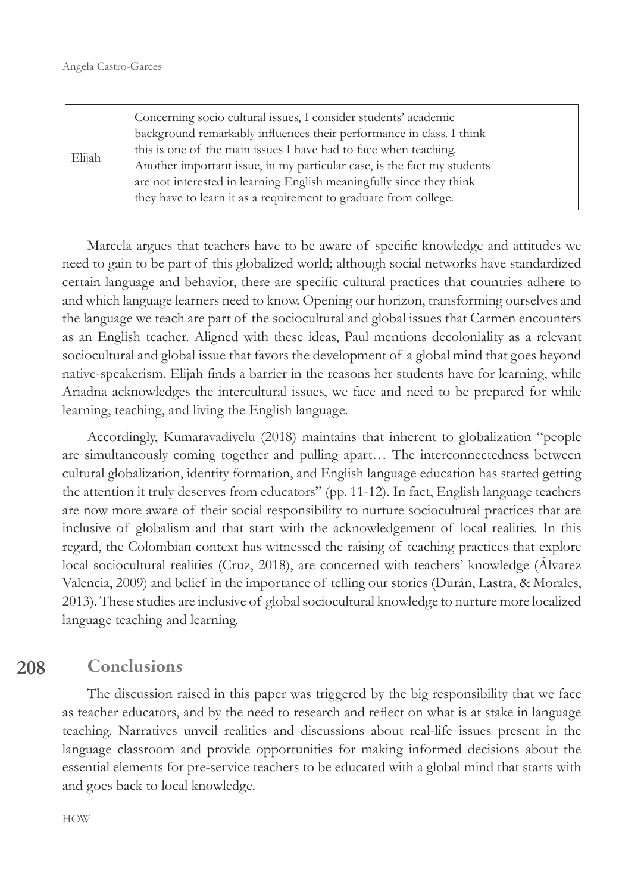| | |
|---|---|
| Elijah | Concerning socio cultural issues, I consider students' academic background remarkably influences their performance in class. I think this is one of the main issues I have had to face when teaching. Another important issue, in my particular case, is the fact my students are not interested in learning English meaningfully since they think they have to learn it as a requirement to graduate from college. |

Marcela argues that teachers have to be aware of specific knowledge and attitudes we need to gain to be part of this globalized world; although social networks have standardized certain language and behavior, there are specific cultural practices that countries adhere to and which language learners need to know. Opening our horizon, transforming ourselves and the language we teach are part of the sociocultural and global issues that Carmen encounters as an English teacher. Aligned with these ideas, Paul mentions decoloniality as a relevant sociocultural and global issue that favors the development of a global mind that goes beyond native-speakerism. Elijah finds a barrier in the reasons her students have for learning, while Ariadna acknowledges the intercultural issues, we face and need to be prepared for while learning, teaching, and living the English language.

Accordingly, Kumaravadivelu (2018) maintains that inherent to globalization "people are simultaneously coming together and pulling apart… The interconnectedness between cultural globalization, identity formation, and English language education has started getting the attention it truly deserves from educators" (pp. 11-12). In fact, English language teachers are now more aware of their social responsibility to nurture sociocultural practices that are inclusive of globalism and that start with the acknowledgement of local realities. In this regard, the Colombian context has witnessed the raising of teaching practices that explore local sociocultural realities (Cruz, 2018), are concerned with teachers' knowledge (Álvarez Valencia, 2009) and belief in the importance of telling our stories (Durán, Lastra, & Morales, 2013). These studies are inclusive of global sociocultural knowledge to nurture more localized language teaching and learning.

## Conclusions

The discussion raised in this paper was triggered by the big responsibility that we face as teacher educators, and by the need to research and reflect on what is at stake in language teaching. Narratives unveil realities and discussions about real-life issues present in the language classroom and provide opportunities for making informed decisions about the essential elements for pre-service teachers to be educated with a global mind that starts with and goes back to local knowledge.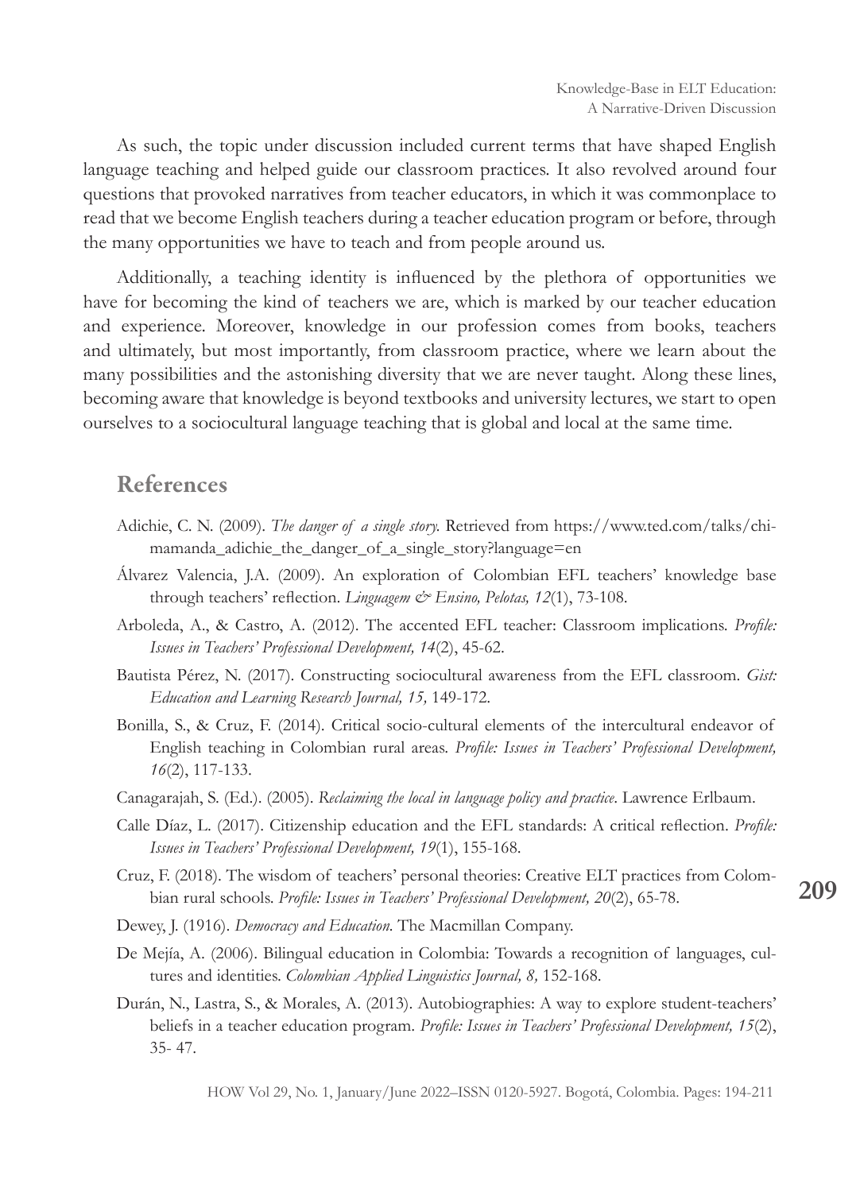As such, the topic under discussion included current terms that have shaped English language teaching and helped guide our classroom practices. It also revolved around four questions that provoked narratives from teacher educators, in which it was commonplace to read that we become English teachers during a teacher education program or before, through the many opportunities we have to teach and from people around us.

Additionally, a teaching identity is influenced by the plethora of opportunities we have for becoming the kind of teachers we are, which is marked by our teacher education and experience. Moreover, knowledge in our profession comes from books, teachers and ultimately, but most importantly, from classroom practice, where we learn about the many possibilities and the astonishing diversity that we are never taught. Along these lines, becoming aware that knowledge is beyond textbooks and university lectures, we start to open ourselves to a sociocultural language teaching that is global and local at the same time.

## References

Adichie, C. N. (2009). *The danger of a single story.* Retrieved from https://www.ted.com/talks/chimamanda_adichie_the_danger_of_a_single_story?language=en

Álvarez Valencia, J.A. (2009). An exploration of Colombian EFL teachers' knowledge base through teachers' reflection. *Linguagem & Ensino, Pelotas, 12*(1), 73-108.

Arboleda, A., & Castro, A. (2012). The accented EFL teacher: Classroom implications. *Profile: Issues in Teachers' Professional Development, 14*(2), 45-62.

Bautista Pérez, N. (2017). Constructing sociocultural awareness from the EFL classroom. *Gist: Education and Learning Research Journal, 15,* 149-172.

Bonilla, S., & Cruz, F. (2014). Critical socio-cultural elements of the intercultural endeavor of English teaching in Colombian rural areas. *Profile: Issues in Teachers' Professional Development, 16*(2), 117-133.

Canagarajah, S. (Ed.). (2005). *Reclaiming the local in language policy and practice*. Lawrence Erlbaum.

Calle Díaz, L. (2017). Citizenship education and the EFL standards: A critical reflection. *Profile: Issues in Teachers' Professional Development, 19*(1), 155-168.

Cruz, F. (2018). The wisdom of teachers' personal theories: Creative ELT practices from Colombian rural schools. *Profile: Issues in Teachers' Professional Development, 20*(2), 65-78.

Dewey, J. (1916). *Democracy and Education.* The Macmillan Company.

De Mejía, A. (2006). Bilingual education in Colombia: Towards a recognition of languages, cultures and identities. *Colombian Applied Linguistics Journal, 8,* 152-168.

Durán, N., Lastra, S., & Morales, A. (2013). Autobiographies: A way to explore student-teachers' beliefs in a teacher education program. *Profile: Issues in Teachers' Professional Development, 15*(2), 35- 47.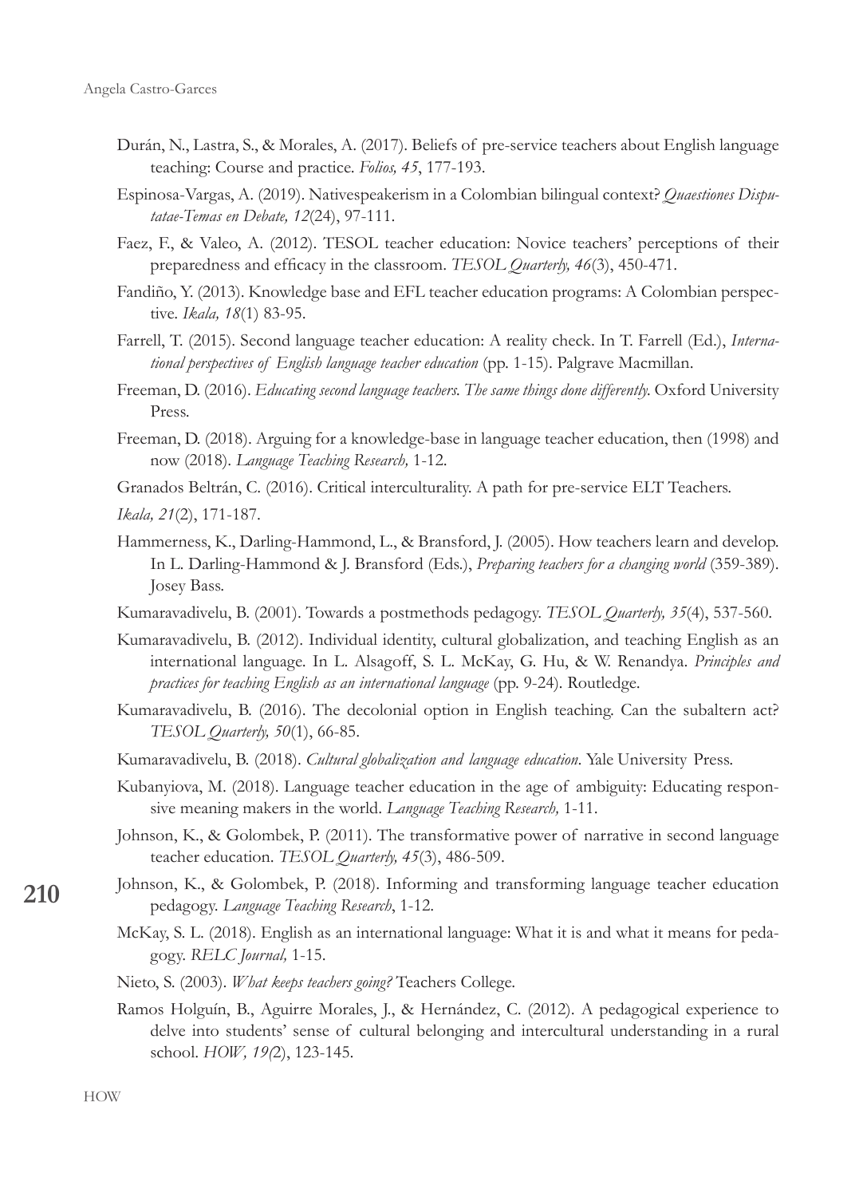Durán, N., Lastra, S., & Morales, A. (2017). Beliefs of pre-service teachers about English language teaching: Course and practice. *Folios, 45*, 177-193.

Espinosa-Vargas, A. (2019). Nativespeakerism in a Colombian bilingual context? *Quaestiones Disputatae-Temas en Debate, 12*(24), 97-111.

Faez, F., & Valeo, A. (2012). TESOL teacher education: Novice teachers' perceptions of their preparedness and efficacy in the classroom. *TESOL Quarterly, 46*(3), 450-471.

Fandiño, Y. (2013). Knowledge base and EFL teacher education programs: A Colombian perspective. *Ikala, 18*(1) 83-95.

Farrell, T. (2015). Second language teacher education: A reality check. In T. Farrell (Ed.), *International perspectives of English language teacher education* (pp. 1-15). Palgrave Macmillan.

Freeman, D. (2016). *Educating second language teachers. The same things done differently.* Oxford University Press.

Freeman, D. (2018). Arguing for a knowledge-base in language teacher education, then (1998) and now (2018). *Language Teaching Research,* 1-12.

Granados Beltrán, C. (2016). Critical interculturality. A path for pre-service ELT Teachers.

*Ikala, 21*(2), 171-187.

Hammerness, K., Darling-Hammond, L., & Bransford, J. (2005). How teachers learn and develop. In L. Darling-Hammond & J. Bransford (Eds.), *Preparing teachers for a changing world* (359-389). Josey Bass.

Kumaravadivelu, B. (2001). Towards a postmethods pedagogy. *TESOL Quarterly, 35*(4), 537-560.

Kumaravadivelu, B. (2012). Individual identity, cultural globalization, and teaching English as an international language. In L. Alsagoff, S. L. McKay, G. Hu, & W. Renandya. *Principles and practices for teaching English as an international language* (pp. 9-24). Routledge.

Kumaravadivelu, B. (2016). The decolonial option in English teaching. Can the subaltern act? *TESOL Quarterly, 50*(1), 66-85.

Kumaravadivelu, B. (2018). *Cultural globalization and language education*. Yale University Press.

Kubanyiova, M. (2018). Language teacher education in the age of ambiguity: Educating responsive meaning makers in the world. *Language Teaching Research,* 1-11.

Johnson, K., & Golombek, P. (2011). The transformative power of narrative in second language teacher education. *TESOL Quarterly, 45*(3), 486-509.

Johnson, K., & Golombek, P. (2018). Informing and transforming language teacher education pedagogy. *Language Teaching Research*, 1-12.

McKay, S. L. (2018). English as an international language: What it is and what it means for pedagogy. *RELC Journal,* 1-15.

Nieto, S. (2003). *What keeps teachers going?* Teachers College.

Ramos Holguín, B., Aguirre Morales, J., & Hernández, C. (2012). A pedagogical experience to delve into students' sense of cultural belonging and intercultural understanding in a rural school. *HOW, 19(*2), 123-145.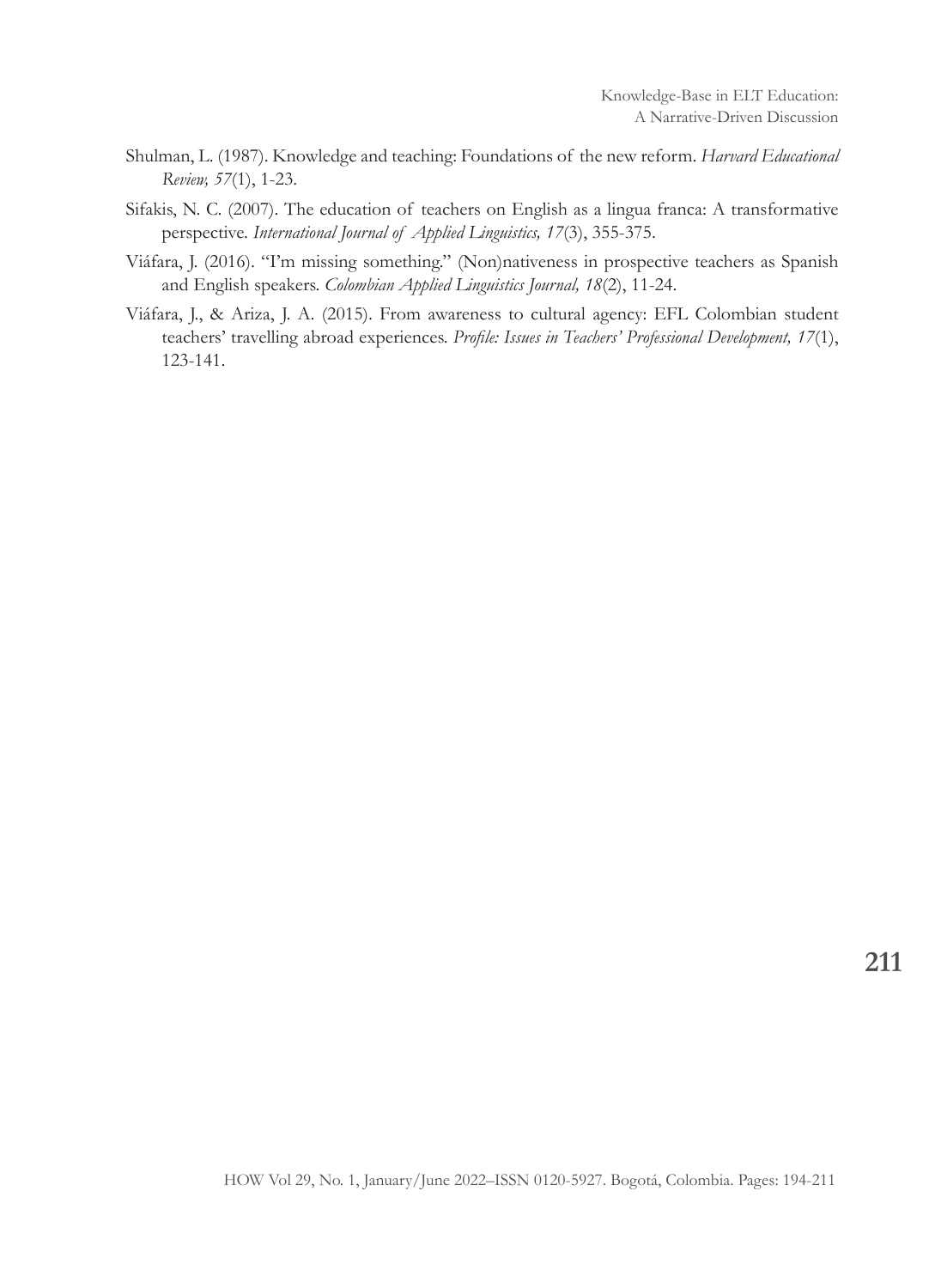Shulman, L. (1987). Knowledge and teaching: Foundations of the new reform. *Harvard Educational Review, 57*(1), 1-23.

Sifakis, N. C. (2007). The education of teachers on English as a lingua franca: A transformative perspective. *International Journal of Applied Linguistics, 17*(3), 355-375.

Viáfara, J. (2016). "I'm missing something." (Non)nativeness in prospective teachers as Spanish and English speakers. *Colombian Applied Linguistics Journal, 18*(2), 11-24.

Viáfara, J., & Ariza, J. A. (2015). From awareness to cultural agency: EFL Colombian student teachers' travelling abroad experiences. *Profile: Issues in Teachers' Professional Development, 17*(1), 123-141.